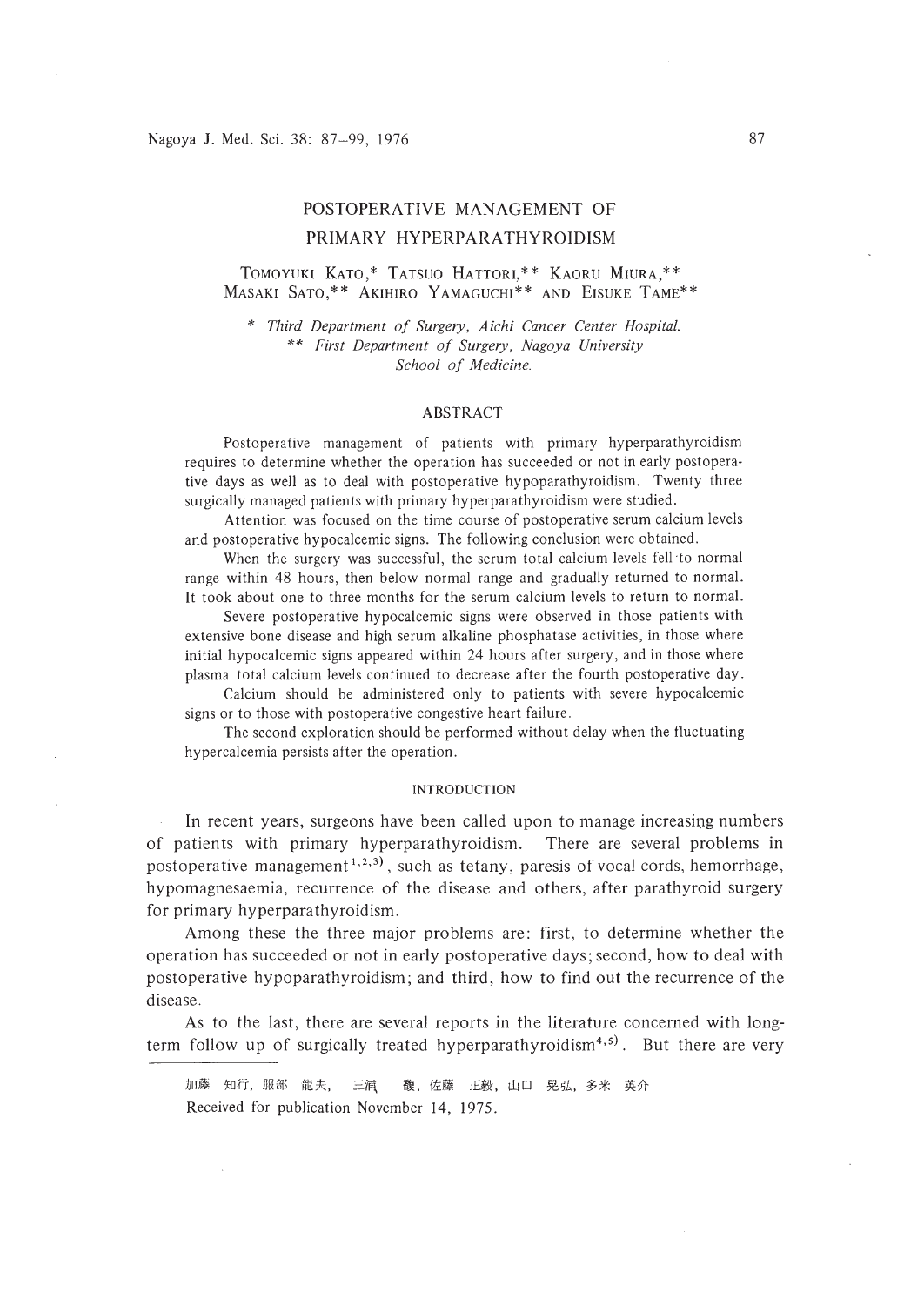# POSTOPERATIVE MANAGEMENT OF PRIMARY HYPERPARATHYROIDISM

TOMOYUKI KATO,* TATSUO HATTORI,** KAORU MIURA,** MASAKI SATO,** AKIHIRO YAMAGUCHI** AND EISUKE TAME**

\* *Third Department of Surgery, Aichi Cancer Center Hospital.*
\*\* *First Department of Surgery, Nagoya University School of Medicine.*

## ABSTRACT

Postoperative management of patients with primary hyperparathyroidism requires to determine whether the operation has succeeded or not in early postoperative days as well as to deal with postoperative hypoparathyroidism. Twenty three surgically managed patients with primary hyperparathyroidism were studied.

Attention was focused on the time course of postoperative serum calcium levels and postoperative hypocalcemic signs. The following conclusion were obtained.

When the surgery was successful, the serum total calcium levels fell to normal range within 48 hours, then below normal range and gradually returned to normal. It took about one to three months for the serum calcium levels to return to normal.

Severe postoperative hypocalcemic signs were observed in those patients with extensive bone disease and high serum alkaline phosphatase activities, in those where initial hypocalcemic signs appeared within 24 hours after surgery, and in those where plasma total calcium levels continued to decrease after the fourth postoperative day.

Calcium should be administered only to patients with severe hypocalcemic signs or to those with postoperative congestive heart failure.

The second exploration should be performed without delay when the fluctuating hypercalcemia persists after the operation.

## INTRODUCTION

In recent years, surgeons have been called upon to manage increasing numbers of patients with primary hyperparathyroidism. There are several problems in postoperative management[1,2,3], such as tetany, paresis of vocal cords, hemorrhage, hypomagnesaemia, recurrence of the disease and others, after parathyroid surgery for primary hyperparathyroidism.

Among these the three major problems are: first, to determine whether the operation has succeeded or not in early postoperative days; second, how to deal with postoperative hypoparathyroidism; and third, how to find out the recurrence of the disease.

As to the last, there are several reports in the literature concerned with long-term follow up of surgically treated hyperparathyroidism[4,5]. But there are very

---

加藤 知行, 服部 龍夫, 三浦 馥, 佐藤 正毅, 山口 晃弘, 多米 英介

Received for publication November 14, 1975.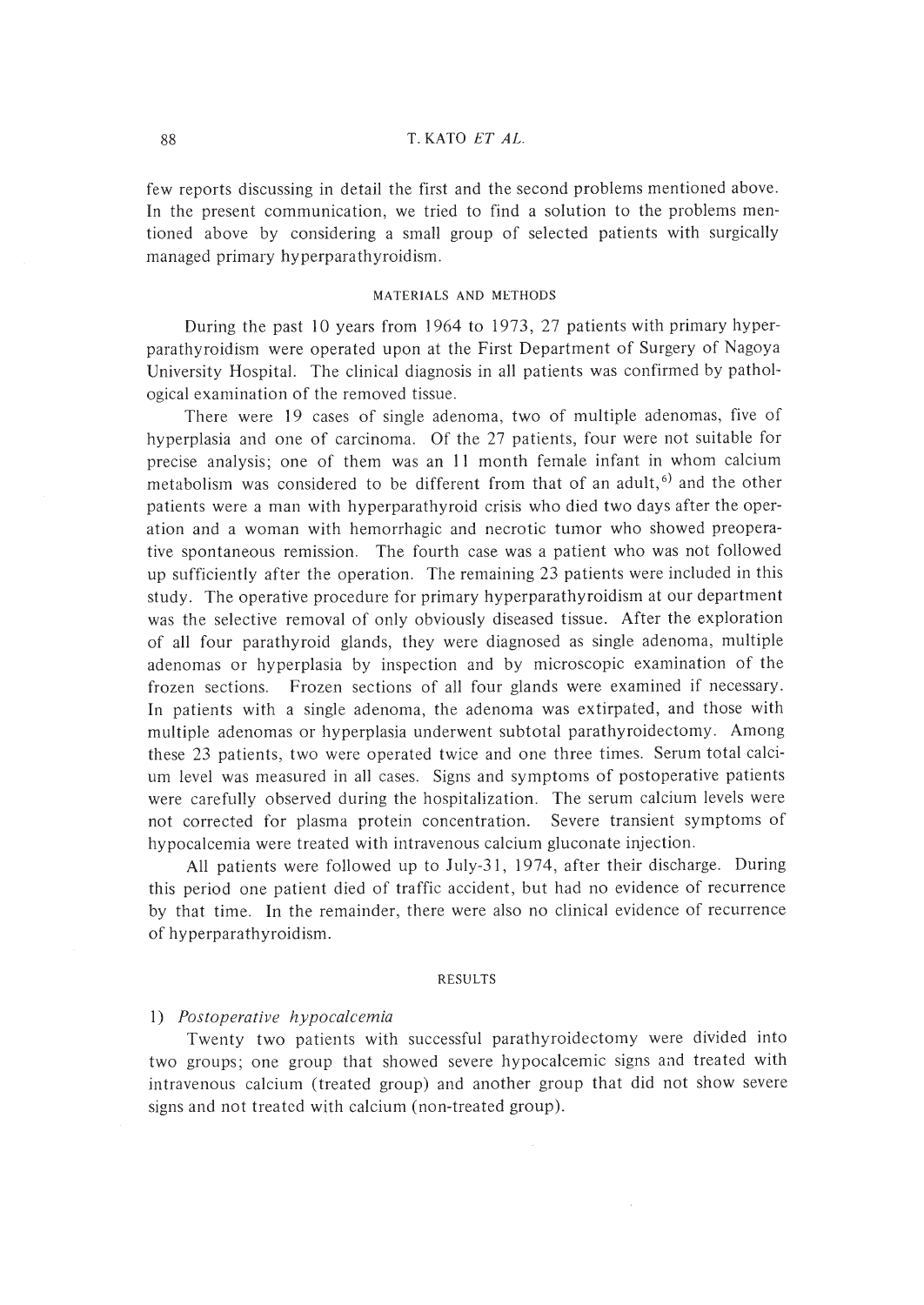few reports discussing in detail the first and the second problems mentioned above. In the present communication, we tried to find a solution to the problems mentioned above by considering a small group of selected patients with surgically managed primary hyperparathyroidism.

## MATERIALS AND METHODS

During the past 10 years from 1964 to 1973, 27 patients with primary hyperparathyroidism were operated upon at the First Department of Surgery of Nagoya University Hospital. The clinical diagnosis in all patients was confirmed by pathological examination of the removed tissue.

There were 19 cases of single adenoma, two of multiple adenomas, five of hyperplasia and one of carcinoma. Of the 27 patients, four were not suitable for precise analysis; one of them was an 11 month female infant in whom calcium metabolism was considered to be different from that of an adult,[6] and the other patients were a man with hyperparathyroid crisis who died two days after the operation and a woman with hemorrhagic and necrotic tumor who showed preoperative spontaneous remission. The fourth case was a patient who was not followed up sufficiently after the operation. The remaining 23 patients were included in this study. The operative procedure for primary hyperparathyroidism at our department was the selective removal of only obviously diseased tissue. After the exploration of all four parathyroid glands, they were diagnosed as single adenoma, multiple adenomas or hyperplasia by inspection and by microscopic examination of the frozen sections. Frozen sections of all four glands were examined if necessary. In patients with a single adenoma, the adenoma was extirpated, and those with multiple adenomas or hyperplasia underwent subtotal parathyroidectomy. Among these 23 patients, two were operated twice and one three times. Serum total calcium level was measured in all cases. Signs and symptoms of postoperative patients were carefully observed during the hospitalization. The serum calcium levels were not corrected for plasma protein concentration. Severe transient symptoms of hypocalcemia were treated with intravenous calcium gluconate injection.

All patients were followed up to July-31, 1974, after their discharge. During this period one patient died of traffic accident, but had no evidence of recurrence by that time. In the remainder, there were also no clinical evidence of recurrence of hyperparathyroidism.

## RESULTS

### 1) *Postoperative hypocalcemia*

Twenty two patients with successful parathyroidectomy were divided into two groups; one group that showed severe hypocalcemic signs and treated with intravenous calcium (treated group) and another group that did not show severe signs and not treated with calcium (non-treated group).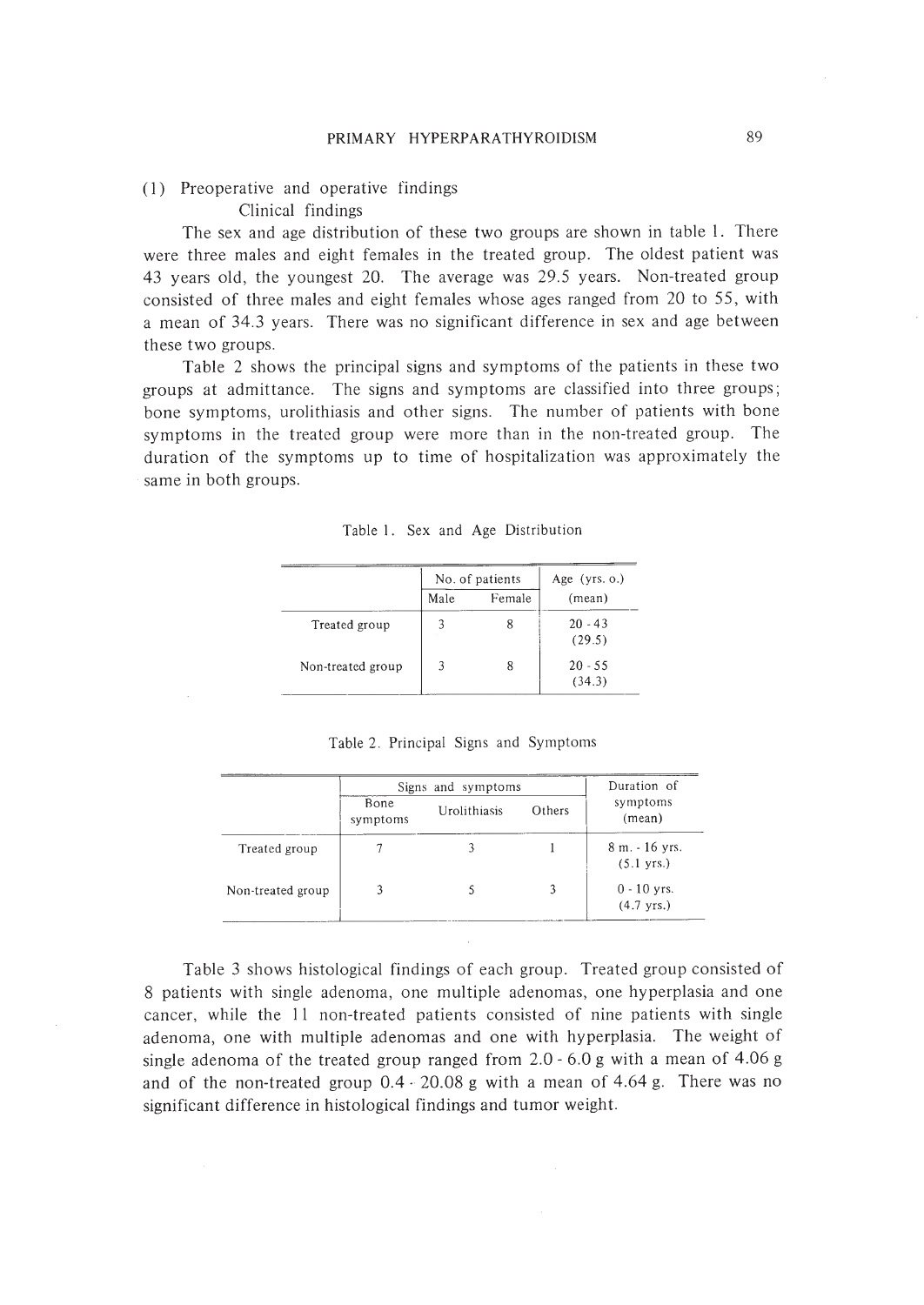(1) Preoperative and operative findings

Clinical findings

The sex and age distribution of these two groups are shown in table 1. There were three males and eight females in the treated group. The oldest patient was 43 years old, the youngest 20. The average was 29.5 years. Non-treated group consisted of three males and eight females whose ages ranged from 20 to 55, with a mean of 34.3 years. There was no significant difference in sex and age between these two groups.

Table 2 shows the principal signs and symptoms of the patients in these two groups at admittance. The signs and symptoms are classified into three groups; bone symptoms, urolithiasis and other signs. The number of patients with bone symptoms in the treated group were more than in the non-treated group. The duration of the symptoms up to time of hospitalization was approximately the same in both groups.

Table 1. Sex and Age Distribution

| | No. of patients | | Age (yrs. o.) |
|---|---|---|---|
| | Male | Female | (mean) |
| Treated group | 3 | 8 | 20 - 43 (29.5) |
| Non-treated group | 3 | 8 | 20 - 55 (34.3) |

Table 2. Principal Signs and Symptoms

| | Signs and symptoms | | | Duration of symptoms |
|---|---|---|---|---|
| | Bone symptoms | Urolithiasis | Others | (mean) |
| Treated group | 7 | 3 | 1 | 8 m. - 16 yrs. (5.1 yrs.) |
| Non-treated group | 3 | 5 | 3 | 0 - 10 yrs. (4.7 yrs.) |

Table 3 shows histological findings of each group. Treated group consisted of 8 patients with single adenoma, one multiple adenomas, one hyperplasia and one cancer, while the 11 non-treated patients consisted of nine patients with single adenoma, one with multiple adenomas and one with hyperplasia. The weight of single adenoma of the treated group ranged from 2.0 - 6.0 g with a mean of 4.06 g and of the non-treated group 0.4 - 20.08 g with a mean of 4.64 g. There was no significant difference in histological findings and tumor weight.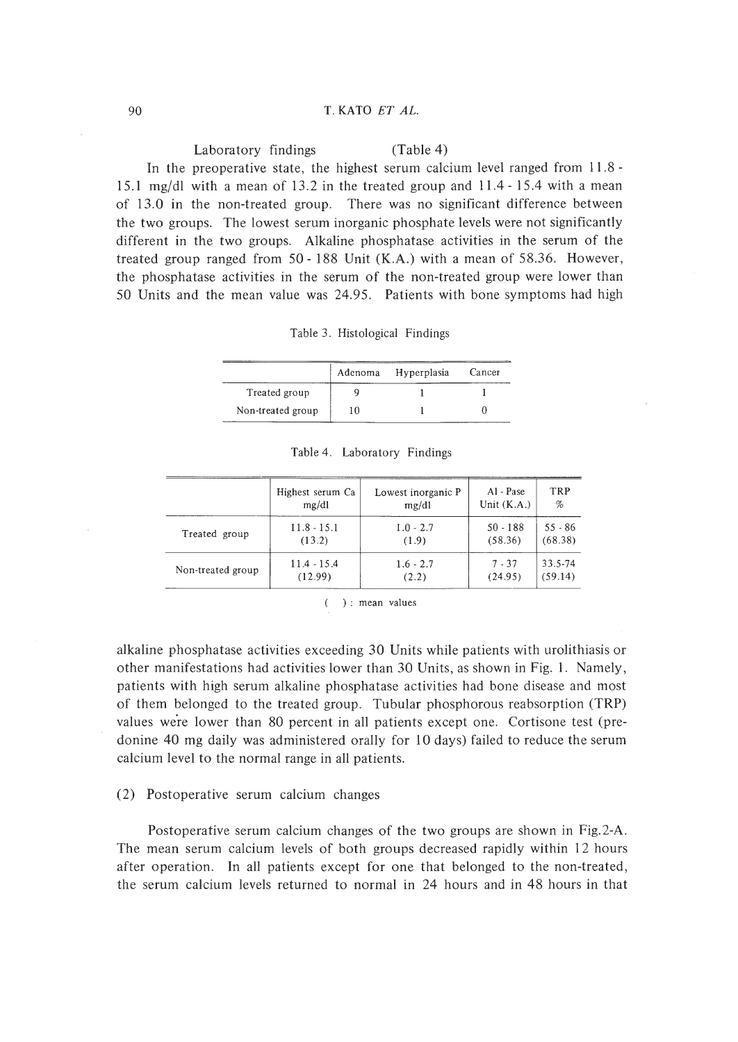Laboratory findings (Table 4)

In the preoperative state, the highest serum calcium level ranged from 11.8 - 15.1 mg/dl with a mean of 13.2 in the treated group and 11.4 - 15.4 with a mean of 13.0 in the non-treated group. There was no significant difference between the two groups. The lowest serum inorganic phosphate levels were not significantly different in the two groups. Alkaline phosphatase activities in the serum of the treated group ranged from 50 - 188 Unit (K.A.) with a mean of 58.36. However, the phosphatase activities in the serum of the non-treated group were lower than 50 Units and the mean value was 24.95. Patients with bone symptoms had high alkaline phosphatase activities exceeding 30 Units while patients with urolithiasis or other manifestations had activities lower than 30 Units, as shown in Fig. 1. Namely, patients with high serum alkaline phosphatase activities had bone disease and most of them belonged to the treated group. Tubular phosphorous reabsorption (TRP) values were lower than 80 percent in all patients except one. Cortisone test (predonine 40 mg daily was administered orally for 10 days) failed to reduce the serum calcium level to the normal range in all patients.

Table 3. Histological Findings

| | Adenoma | Hyperplasia | Cancer |
|---|---|---|---|
| Treated group | 9 | 1 | 1 |
| Non-treated group | 10 | 1 | 0 |

Table 4. Laboratory Findings

| | Highest serum Ca mg/dl | Lowest inorganic P mg/dl | Al - Pase Unit (K.A.) | TRP % |
|---|---|---|---|---|
| Treated group | 11.8 - 15.1 (13.2) | 1.0 - 2.7 (1.9) | 50 - 188 (58.36) | 55 - 86 (68.38) |
| Non-treated group | 11.4 - 15.4 (12.99) | 1.6 - 2.7 (2.2) | 7 - 37 (24.95) | 33.5-74 (59.14) |

( ) : mean values

## (2) Postoperative serum calcium changes

Postoperative serum calcium changes of the two groups are shown in Fig.2-A. The mean serum calcium levels of both groups decreased rapidly within 12 hours after operation. In all patients except for one that belonged to the non-treated, the serum calcium levels returned to normal in 24 hours and in 48 hours in that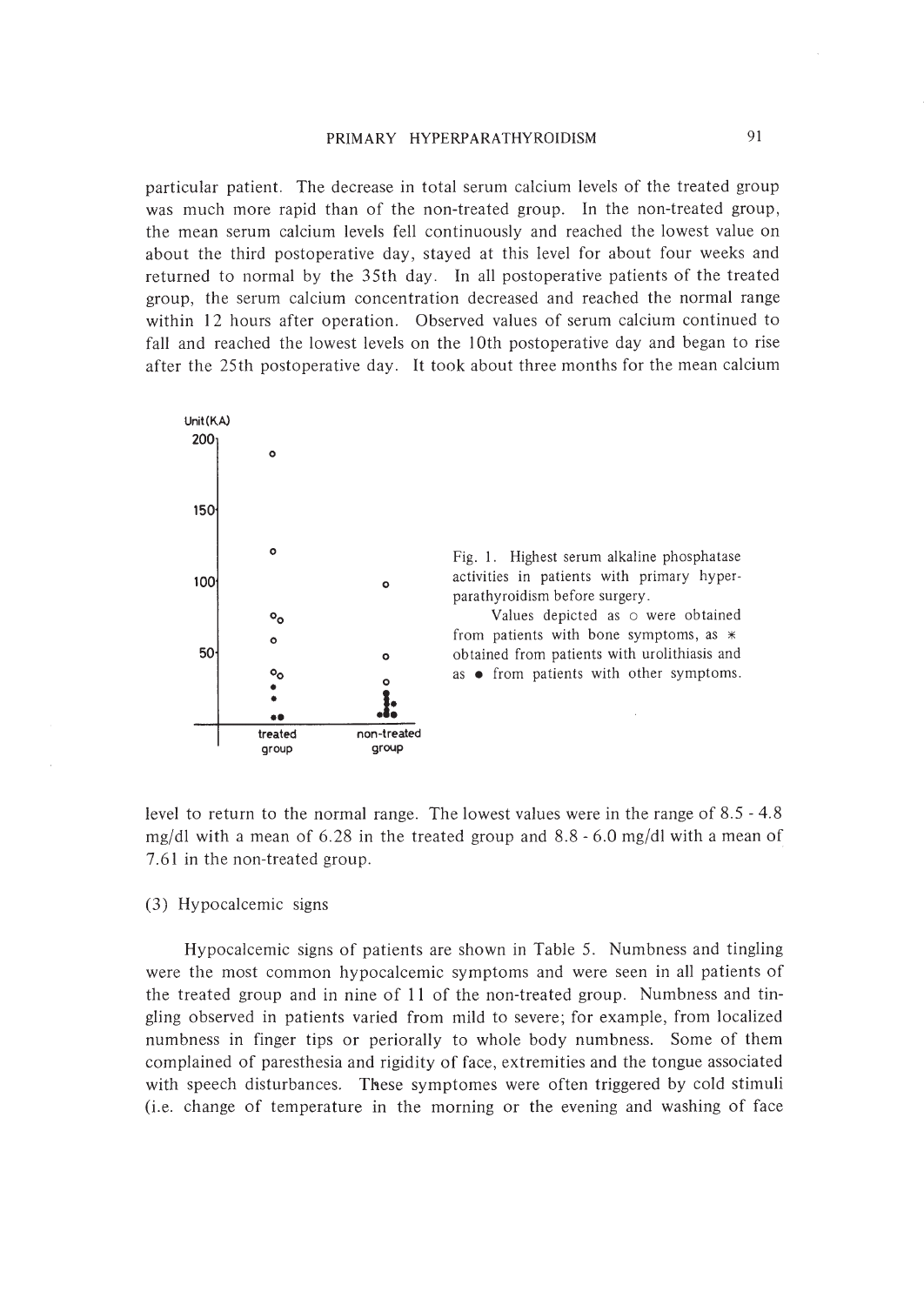particular patient. The decrease in total serum calcium levels of the treated group was much more rapid than of the non-treated group. In the non-treated group, the mean serum calcium levels fell continuously and reached the lowest value on about the third postoperative day, stayed at this level for about four weeks and returned to normal by the 35th day. In all postoperative patients of the treated group, the serum calcium concentration decreased and reached the normal range within 12 hours after operation. Observed values of serum calcium continued to fall and reached the lowest levels on the 10th postoperative day and began to rise after the 25th postoperative day. It took about three months for the mean calcium level to return to the normal range. The lowest values were in the range of 8.5 - 4.8 mg/dl with a mean of 6.28 in the treated group and 8.8 - 6.0 mg/dl with a mean of 7.61 in the non-treated group.

Fig. 1. Highest serum alkaline phosphatase activities in patients with primary hyperparathyroidism before surgery.

Values depicted as ○ were obtained from patients with bone symptoms, as * obtained from patients with urolithiasis and as ● from patients with other symptoms.

(3) Hypocalcemic signs

Hypocalcemic signs of patients are shown in Table 5. Numbness and tingling were the most common hypocalcemic symptoms and were seen in all patients of the treated group and in nine of 11 of the non-treated group. Numbness and tingling observed in patients varied from mild to severe; for example, from localized numbness in finger tips or periorally to whole body numbness. Some of them complained of paresthesia and rigidity of face, extremities and the tongue associated with speech disturbances. These symptomes were often triggered by cold stimuli (i.e. change of temperature in the morning or the evening and washing of face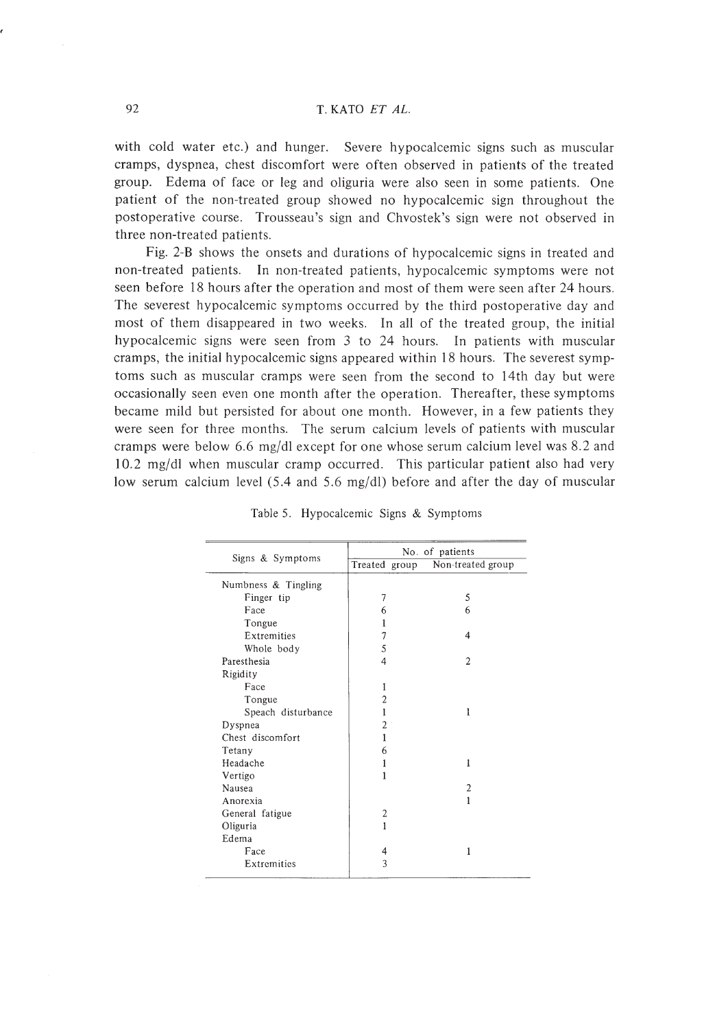with cold water etc.) and hunger. Severe hypocalcemic signs such as muscular cramps, dyspnea, chest discomfort were often observed in patients of the treated group. Edema of face or leg and oliguria were also seen in some patients. One patient of the non-treated group showed no hypocalcemic sign throughout the postoperative course. Trousseau's sign and Chvostek's sign were not observed in three non-treated patients.

Fig. 2-B shows the onsets and durations of hypocalcemic signs in treated and non-treated patients. In non-treated patients, hypocalcemic symptoms were not seen before 18 hours after the operation and most of them were seen after 24 hours. The severest hypocalcemic symptoms occurred by the third postoperative day and most of them disappeared in two weeks. In all of the treated group, the initial hypocalcemic signs were seen from 3 to 24 hours. In patients with muscular cramps, the initial hypocalcemic signs appeared within 18 hours. The severest symptoms such as muscular cramps were seen from the second to 14th day but were occasionally seen even one month after the operation. Thereafter, these symptoms became mild but persisted for about one month. However, in a few patients they were seen for three months. The serum calcium levels of patients with muscular cramps were below 6.6 mg/dl except for one whose serum calcium level was 8.2 and 10.2 mg/dl when muscular cramp occurred. This particular patient also had very low serum calcium level (5.4 and 5.6 mg/dl) before and after the day of muscular

Table 5. Hypocalcemic Signs & Symptoms

| Signs & Symptoms | No. of patients | |
|---|---|---|
| | Treated group | Non-treated group |
| Numbness & Tingling | | |
| Finger tip | 7 | 5 |
| Face | 6 | 6 |
| Tongue | 1 | |
| Extremities | 7 | 4 |
| Whole body | 5 | |
| Paresthesia | 4 | 2 |
| Rigidity | | |
| Face | 1 | |
| Tongue | 2 | |
| Speach disturbance | 1 | 1 |
| Dyspnea | 2 | |
| Chest discomfort | 1 | |
| Tetany | 6 | |
| Headache | 1 | 1 |
| Vertigo | 1 | |
| Nausea | | 2 |
| Anorexia | | 1 |
| General fatigue | 2 | |
| Oliguria | 1 | |
| Edema | | |
| Face | 4 | 1 |
| Extremities | 3 | |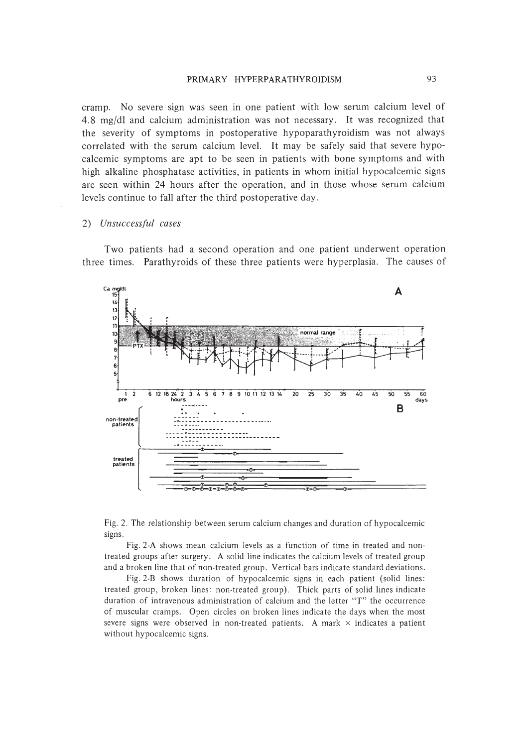cramp. No severe sign was seen in one patient with low serum calcium level of 4.8 mg/dl and calcium administration was not necessary. It was recognized that the severity of symptoms in postoperative hypoparathyroidism was not always correlated with the serum calcium level. It may be safely said that severe hypocalcemic symptoms are apt to be seen in patients with bone symptoms and with high alkaline phosphatase activities, in patients in whom initial hypocalcemic signs are seen within 24 hours after the operation, and in those whose serum calcium levels continue to fall after the third postoperative day.

2) *Unsuccessful cases*

Two patients had a second operation and one patient underwent operation three times. Parathyroids of these three patients were hyperplasia. The causes of

Fig. 2. The relationship between serum calcium changes and duration of hypocalcemic signs.

Fig. 2-A shows mean calcium levels as a function of time in treated and non-treated groups after surgery. A solid line indicates the calcium levels of treated group and a broken line that of non-treated group. Vertical bars indicate standard deviations.

Fig. 2-B shows duration of hypocalcemic signs in each patient (solid lines: treated group, broken lines: non-treated group). Thick parts of solid lines indicate duration of intravenous administration of calcium and the letter "T" the occurrence of muscular cramps. Open circles on broken lines indicate the days when the most severe signs were observed in non-treated patients. A mark × indicates a patient without hypocalcemic signs.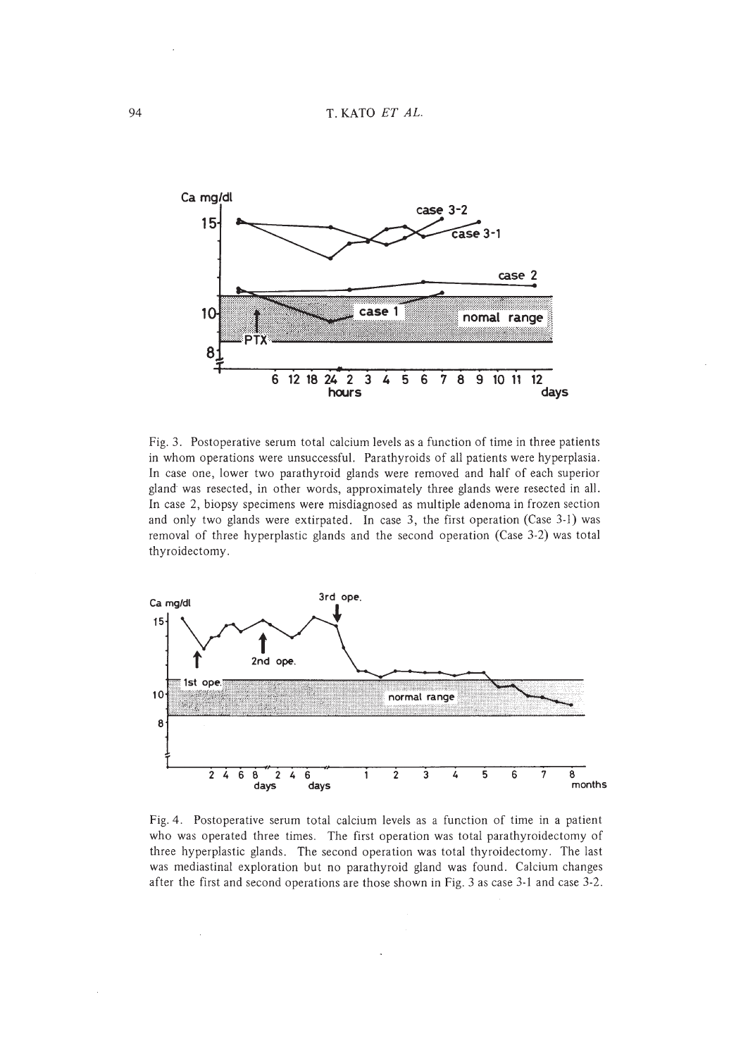Fig. 3. Postoperative serum total calcium levels as a function of time in three patients in whom operations were unsuccessful. Parathyroids of all patients were hyperplasia. In case one, lower two parathyroid glands were removed and half of each superior gland was resected, in other words, approximately three glands were resected in all. In case 2, biopsy specimens were misdiagnosed as multiple adenoma in frozen section and only two glands were extirpated. In case 3, the first operation (Case 3-1) was removal of three hyperplastic glands and the second operation (Case 3-2) was total thyroidectomy.

Fig. 4. Postoperative serum total calcium levels as a function of time in a patient who was operated three times. The first operation was total parathyroidectomy of three hyperplastic glands. The second operation was total thyroidectomy. The last was mediastinal exploration but no parathyroid gland was found. Calcium changes after the first and second operations are those shown in Fig. 3 as case 3-1 and case 3-2.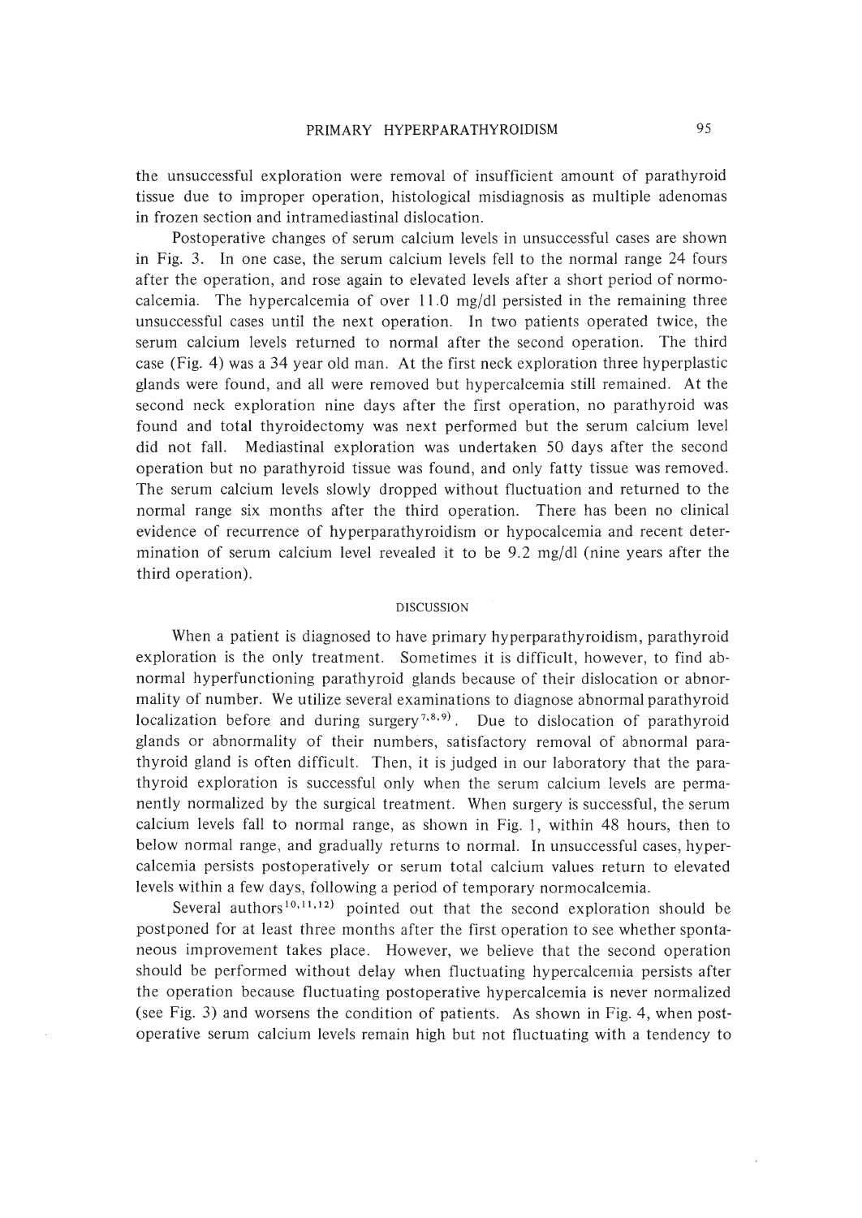the unsuccessful exploration were removal of insufficient amount of parathyroid tissue due to improper operation, histological misdiagnosis as multiple adenomas in frozen section and intramediastinal dislocation.

Postoperative changes of serum calcium levels in unsuccessful cases are shown in Fig. 3. In one case, the serum calcium levels fell to the normal range 24 fours after the operation, and rose again to elevated levels after a short period of normocalcemia. The hypercalcemia of over 11.0 mg/dl persisted in the remaining three unsuccessful cases until the next operation. In two patients operated twice, the serum calcium levels returned to normal after the second operation. The third case (Fig. 4) was a 34 year old man. At the first neck exploration three hyperplastic glands were found, and all were removed but hypercalcemia still remained. At the second neck exploration nine days after the first operation, no parathyroid was found and total thyroidectomy was next performed but the serum calcium level did not fall. Mediastinal exploration was undertaken 50 days after the second operation but no parathyroid tissue was found, and only fatty tissue was removed. The serum calcium levels slowly dropped without fluctuation and returned to the normal range six months after the third operation. There has been no clinical evidence of recurrence of hyperparathyroidism or hypocalcemia and recent determination of serum calcium level revealed it to be 9.2 mg/dl (nine years after the third operation).

## DISCUSSION

When a patient is diagnosed to have primary hyperparathyroidism, parathyroid exploration is the only treatment. Sometimes it is difficult, however, to find abnormal hyperfunctioning parathyroid glands because of their dislocation or abnormality of number. We utilize several examinations to diagnose abnormal parathyroid localization before and during surgery[7,8,9]. Due to dislocation of parathyroid glands or abnormality of their numbers, satisfactory removal of abnormal parathyroid gland is often difficult. Then, it is judged in our laboratory that the parathyroid exploration is successful only when the serum calcium levels are permanently normalized by the surgical treatment. When surgery is successful, the serum calcium levels fall to normal range, as shown in Fig. 1, within 48 hours, then to below normal range, and gradually returns to normal. In unsuccessful cases, hypercalcemia persists postoperatively or serum total calcium values return to elevated levels within a few days, following a period of temporary normocalcemia.

Several authors[10,11,12] pointed out that the second exploration should be postponed for at least three months after the first operation to see whether spontaneous improvement takes place. However, we believe that the second operation should be performed without delay when fluctuating hypercalcemia persists after the operation because fluctuating postoperative hypercalcemia is never normalized (see Fig. 3) and worsens the condition of patients. As shown in Fig. 4, when postoperative serum calcium levels remain high but not fluctuating with a tendency to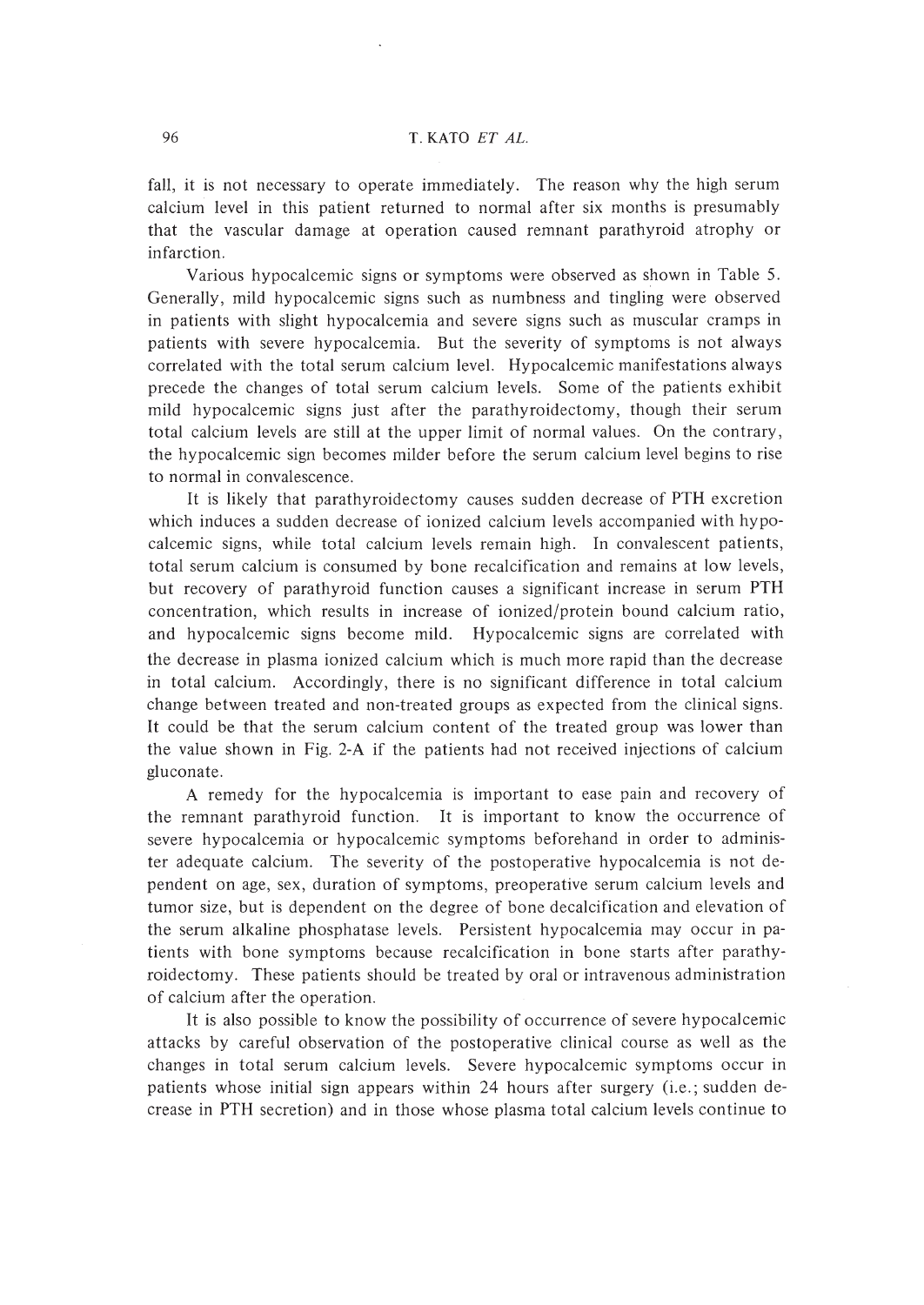fall, it is not necessary to operate immediately. The reason why the high serum calcium level in this patient returned to normal after six months is presumably that the vascular damage at operation caused remnant parathyroid atrophy or infarction.

Various hypocalcemic signs or symptoms were observed as shown in Table 5. Generally, mild hypocalcemic signs such as numbness and tingling were observed in patients with slight hypocalcemia and severe signs such as muscular cramps in patients with severe hypocalcemia. But the severity of symptoms is not always correlated with the total serum calcium level. Hypocalcemic manifestations always precede the changes of total serum calcium levels. Some of the patients exhibit mild hypocalcemic signs just after the parathyroidectomy, though their serum total calcium levels are still at the upper limit of normal values. On the contrary, the hypocalcemic sign becomes milder before the serum calcium level begins to rise to normal in convalescence.

It is likely that parathyroidectomy causes sudden decrease of PTH excretion which induces a sudden decrease of ionized calcium levels accompanied with hypocalcemic signs, while total calcium levels remain high. In convalescent patients, total serum calcium is consumed by bone recalcification and remains at low levels, but recovery of parathyroid function causes a significant increase in serum PTH concentration, which results in increase of ionized/protein bound calcium ratio, and hypocalcemic signs become mild. Hypocalcemic signs are correlated with the decrease in plasma ionized calcium which is much more rapid than the decrease in total calcium. Accordingly, there is no significant difference in total calcium change between treated and non-treated groups as expected from the clinical signs. It could be that the serum calcium content of the treated group was lower than the value shown in Fig. 2-A if the patients had not received injections of calcium gluconate.

A remedy for the hypocalcemia is important to ease pain and recovery of the remnant parathyroid function. It is important to know the occurrence of severe hypocalcemia or hypocalcemic symptoms beforehand in order to administer adequate calcium. The severity of the postoperative hypocalcemia is not dependent on age, sex, duration of symptoms, preoperative serum calcium levels and tumor size, but is dependent on the degree of bone decalcification and elevation of the serum alkaline phosphatase levels. Persistent hypocalcemia may occur in patients with bone symptoms because recalcification in bone starts after parathyroidectomy. These patients should be treated by oral or intravenous administration of calcium after the operation.

It is also possible to know the possibility of occurrence of severe hypocalcemic attacks by careful observation of the postoperative clinical course as well as the changes in total serum calcium levels. Severe hypocalcemic symptoms occur in patients whose initial sign appears within 24 hours after surgery (i.e.; sudden decrease in PTH secretion) and in those whose plasma total calcium levels continue to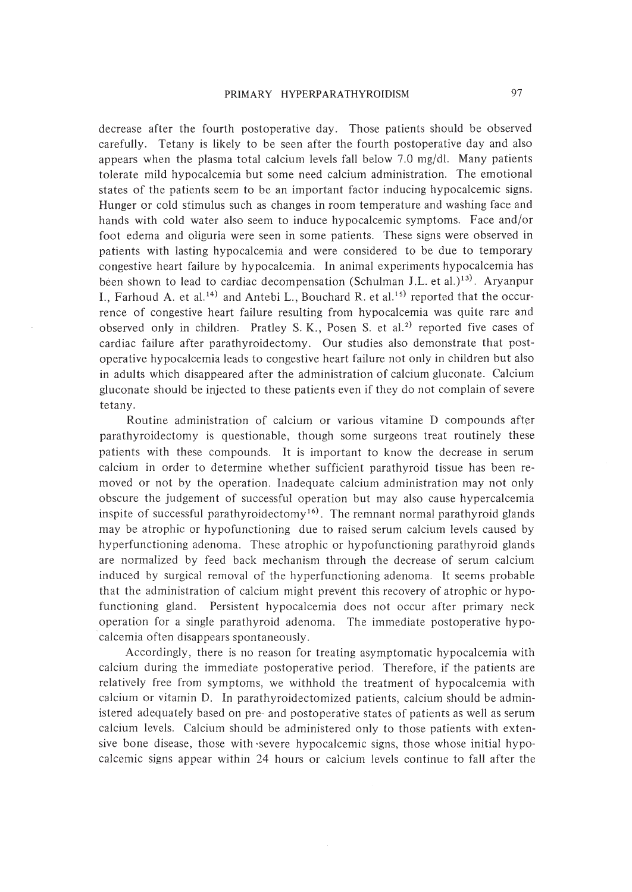decrease after the fourth postoperative day. Those patients should be observed carefully. Tetany is likely to be seen after the fourth postoperative day and also appears when the plasma total calcium levels fall below 7.0 mg/dl. Many patients tolerate mild hypocalcemia but some need calcium administration. The emotional states of the patients seem to be an important factor inducing hypocalcemic signs. Hunger or cold stimulus such as changes in room temperature and washing face and hands with cold water also seem to induce hypocalcemic symptoms. Face and/or foot edema and oliguria were seen in some patients. These signs were observed in patients with lasting hypocalcemia and were considered to be due to temporary congestive heart failure by hypocalcemia. In animal experiments hypocalcemia has been shown to lead to cardiac decompensation (Schulman J.L. et al.)[13]. Aryanpur I., Farhoud A. et al.[14] and Antebi L., Bouchard R. et al.[15] reported that the occurrence of congestive heart failure resulting from hypocalcemia was quite rare and observed only in children. Pratley S. K., Posen S. et al.[2] reported five cases of cardiac failure after parathyroidectomy. Our studies also demonstrate that postoperative hypocalcemia leads to congestive heart failure not only in children but also in adults which disappeared after the administration of calcium gluconate. Calcium gluconate should be injected to these patients even if they do not complain of severe tetany.

Routine administration of calcium or various vitamine D compounds after parathyroidectomy is questionable, though some surgeons treat routinely these patients with these compounds. It is important to know the decrease in serum calcium in order to determine whether sufficient parathyroid tissue has been removed or not by the operation. Inadequate calcium administration may not only obscure the judgement of successful operation but may also cause hypercalcemia inspite of successful parathyroidectomy[16]. The remnant normal parathyroid glands may be atrophic or hypofunctioning due to raised serum calcium levels caused by hyperfunctioning adenoma. These atrophic or hypofunctioning parathyroid glands are normalized by feed back mechanism through the decrease of serum calcium induced by surgical removal of the hyperfunctioning adenoma. It seems probable that the administration of calcium might prevent this recovery of atrophic or hypofunctioning gland. Persistent hypocalcemia does not occur after primary neck operation for a single parathyroid adenoma. The immediate postoperative hypocalcemia often disappears spontaneously.

Accordingly, there is no reason for treating asymptomatic hypocalcemia with calcium during the immediate postoperative period. Therefore, if the patients are relatively free from symptoms, we withhold the treatment of hypocalcemia with calcium or vitamin D. In parathyroidectomized patients, calcium should be administered adequately based on pre- and postoperative states of patients as well as serum calcium levels. Calcium should be administered only to those patients with extensive bone disease, those with severe hypocalcemic signs, those whose initial hypocalcemic signs appear within 24 hours or calcium levels continue to fall after the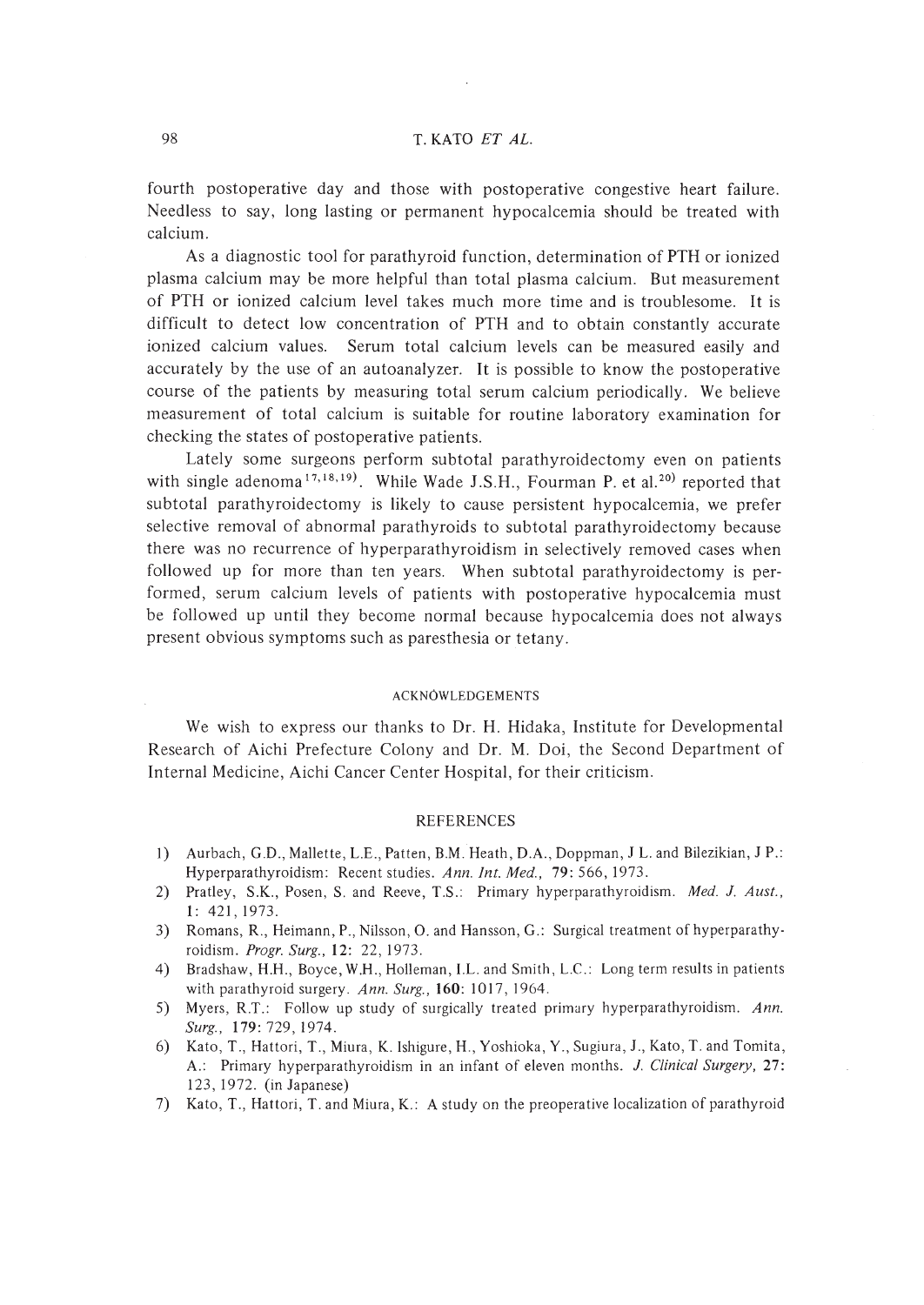fourth postoperative day and those with postoperative congestive heart failure. Needless to say, long lasting or permanent hypocalcemia should be treated with calcium.

As a diagnostic tool for parathyroid function, determination of PTH or ionized plasma calcium may be more helpful than total plasma calcium. But measurement of PTH or ionized calcium level takes much more time and is troublesome. It is difficult to detect low concentration of PTH and to obtain constantly accurate ionized calcium values. Serum total calcium levels can be measured easily and accurately by the use of an autoanalyzer. It is possible to know the postoperative course of the patients by measuring total serum calcium periodically. We believe measurement of total calcium is suitable for routine laboratory examination for checking the states of postoperative patients.

Lately some surgeons perform subtotal parathyroidectomy even on patients with single adenoma[17,18,19]. While Wade J.S.H., Fourman P. et al.[20] reported that subtotal parathyroidectomy is likely to cause persistent hypocalcemia, we prefer selective removal of abnormal parathyroids to subtotal parathyroidectomy because there was no recurrence of hyperparathyroidism in selectively removed cases when followed up for more than ten years. When subtotal parathyroidectomy is performed, serum calcium levels of patients with postoperative hypocalcemia must be followed up until they become normal because hypocalcemia does not always present obvious symptoms such as paresthesia or tetany.

## ACKNOWLEDGEMENTS

We wish to express our thanks to Dr. H. Hidaka, Institute for Developmental Research of Aichi Prefecture Colony and Dr. M. Doi, the Second Department of Internal Medicine, Aichi Cancer Center Hospital, for their criticism.

## REFERENCES

1) Aurbach, G.D., Mallette, L.E., Patten, B.M. Heath, D.A., Doppman, J L. and Bilezikian, J P.: Hyperparathyroidism: Recent studies. *Ann. Int. Med.,* **79**: 566, 1973.
2) Pratley, S.K., Posen, S. and Reeve, T.S.: Primary hyperparathyroidism. *Med. J. Aust.,* **1**: 421, 1973.
3) Romans, R., Heimann, P., Nilsson, O. and Hansson, G.: Surgical treatment of hyperparathyroidism. *Progr. Surg.,* **12**: 22, 1973.
4) Bradshaw, H.H., Boyce, W.H., Holleman, I.L. and Smith, L.C.: Long term results in patients with parathyroid surgery. *Ann. Surg.,* **160**: 1017, 1964.
5) Myers, R.T.: Follow up study of surgically treated primary hyperparathyroidism. *Ann. Surg.,* **179**: 729, 1974.
6) Kato, T., Hattori, T., Miura, K. Ishigure, H., Yoshioka, Y., Sugiura, J., Kato, T. and Tomita, A.: Primary hyperparathyroidism in an infant of eleven months. *J. Clinical Surgery,* **27**: 123, 1972. (in Japanese)
7) Kato, T., Hattori, T. and Miura, K.: A study on the preoperative localization of parathyroid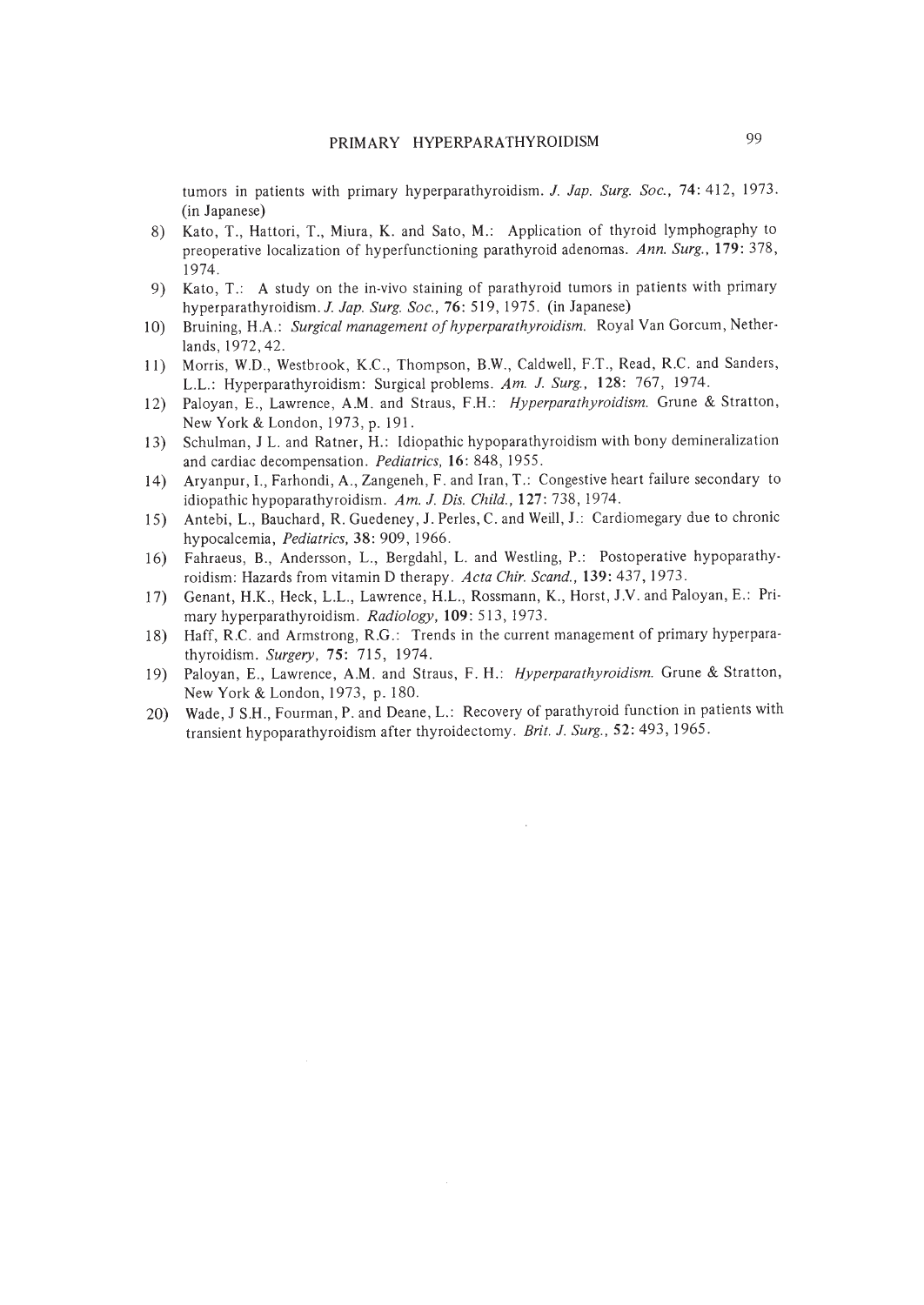tumors in patients with primary hyperparathyroidism. *J. Jap. Surg. Soc.,* **74**: 412, 1973. (in Japanese)

8) Kato, T., Hattori, T., Miura, K. and Sato, M.: Application of thyroid lymphography to preoperative localization of hyperfunctioning parathyroid adenomas. *Ann. Surg.,* **179**: 378, 1974.
9) Kato, T.: A study on the in-vivo staining of parathyroid tumors in patients with primary hyperparathyroidism. *J. Jap. Surg. Soc.,* **76**: 519, 1975. (in Japanese)
10) Bruining, H.A.: *Surgical management of hyperparathyroidism.* Royal Van Gorcum, Netherlands, 1972, 42.
11) Morris, W.D., Westbrook, K.C., Thompson, B.W., Caldwell, F.T., Read, R.C. and Sanders, L.L.: Hyperparathyroidism: Surgical problems. *Am. J. Surg.,* **128**: 767, 1974.
12) Paloyan, E., Lawrence, A.M. and Straus, F.H.: *Hyperparathyroidism.* Grune & Stratton, New York & London, 1973, p. 191.
13) Schulman, J L. and Ratner, H.: Idiopathic hypoparathyroidism with bony demineralization and cardiac decompensation. *Pediatrics,* **16**: 848, 1955.
14) Aryanpur, I., Farhondi, A., Zangeneh, F. and Iran, T.: Congestive heart failure secondary to idiopathic hypoparathyroidism. *Am. J. Dis. Child.,* **127**: 738, 1974.
15) Antebi, L., Bauchard, R. Guedeney, J. Perles, C. and Weill, J.: Cardiomegary due to chronic hypocalcemia, *Pediatrics,* **38**: 909, 1966.
16) Fahraeus, B., Andersson, L., Bergdahl, L. and Westling, P.: Postoperative hypoparathyroidism: Hazards from vitamin D therapy. *Acta Chir. Scand.,* **139**: 437, 1973.
17) Genant, H.K., Heck, L.L., Lawrence, H.L., Rossmann, K., Horst, J.V. and Paloyan, E.: Primary hyperparathyroidism. *Radiology,* **109**: 513, 1973.
18) Haff, R.C. and Armstrong, R.G.: Trends in the current management of primary hyperparathyroidism. *Surgery,* **75**: 715, 1974.
19) Paloyan, E., Lawrence, A.M. and Straus, F. H.: *Hyperparathyroidism.* Grune & Stratton, New York & London, 1973, p. 180.
20) Wade, J S.H., Fourman, P. and Deane, L.: Recovery of parathyroid function in patients with transient hypoparathyroidism after thyroidectomy. *Brit. J. Surg.,* **52**: 493, 1965.